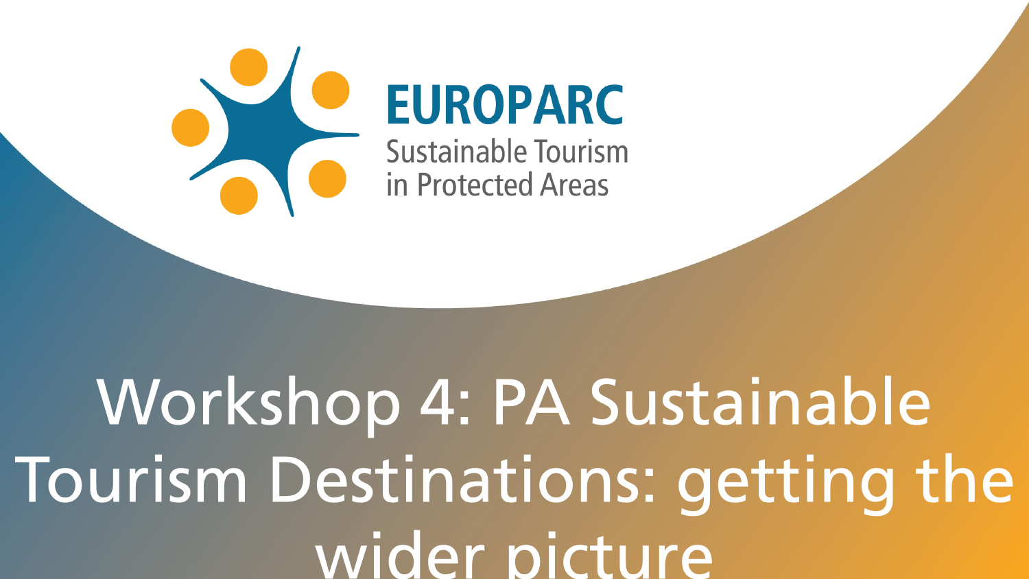EUROPARC

Sustainable Tourism in Protected Areas

# Workshop 4: PA Sustainable Tourism Destinations: getting the wider picture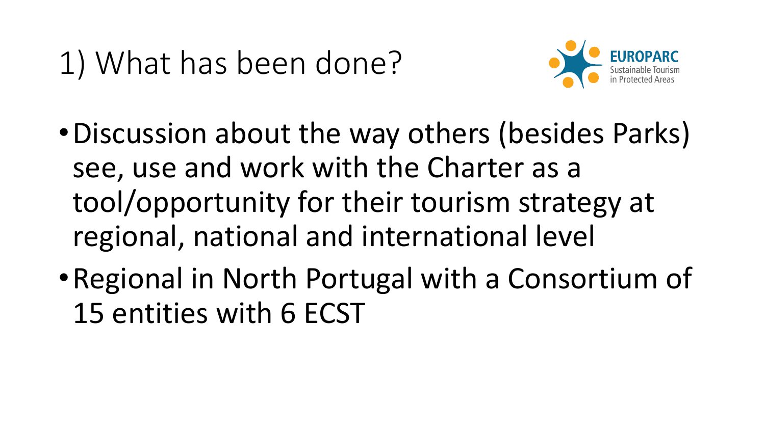# 1) What has been done?

EUROPARC
Sustainable Tourism in Protected Areas

- Discussion about the way others (besides Parks) see, use and work with the Charter as a tool/opportunity for their tourism strategy at regional, national and international level
- Regional in North Portugal with a Consortium of 15 entities with 6 ECST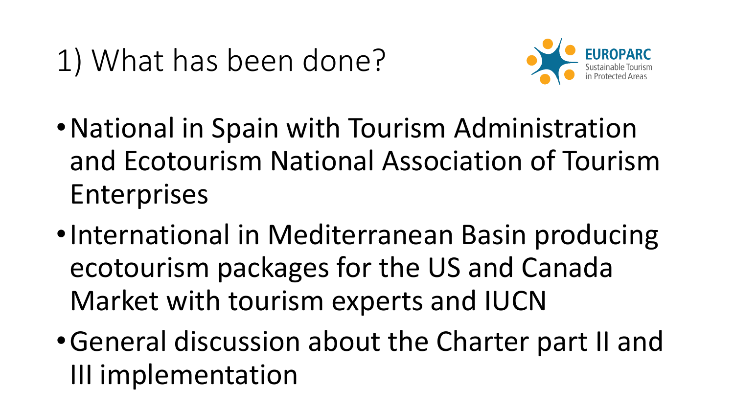# 1) What has been done?

EUROPARC Sustainable Tourism in Protected Areas

- National in Spain with Tourism Administration and Ecotourism National Association of Tourism Enterprises
- International in Mediterranean Basin producing ecotourism packages for the US and Canada Market with tourism experts and IUCN
- General discussion about the Charter part II and III implementation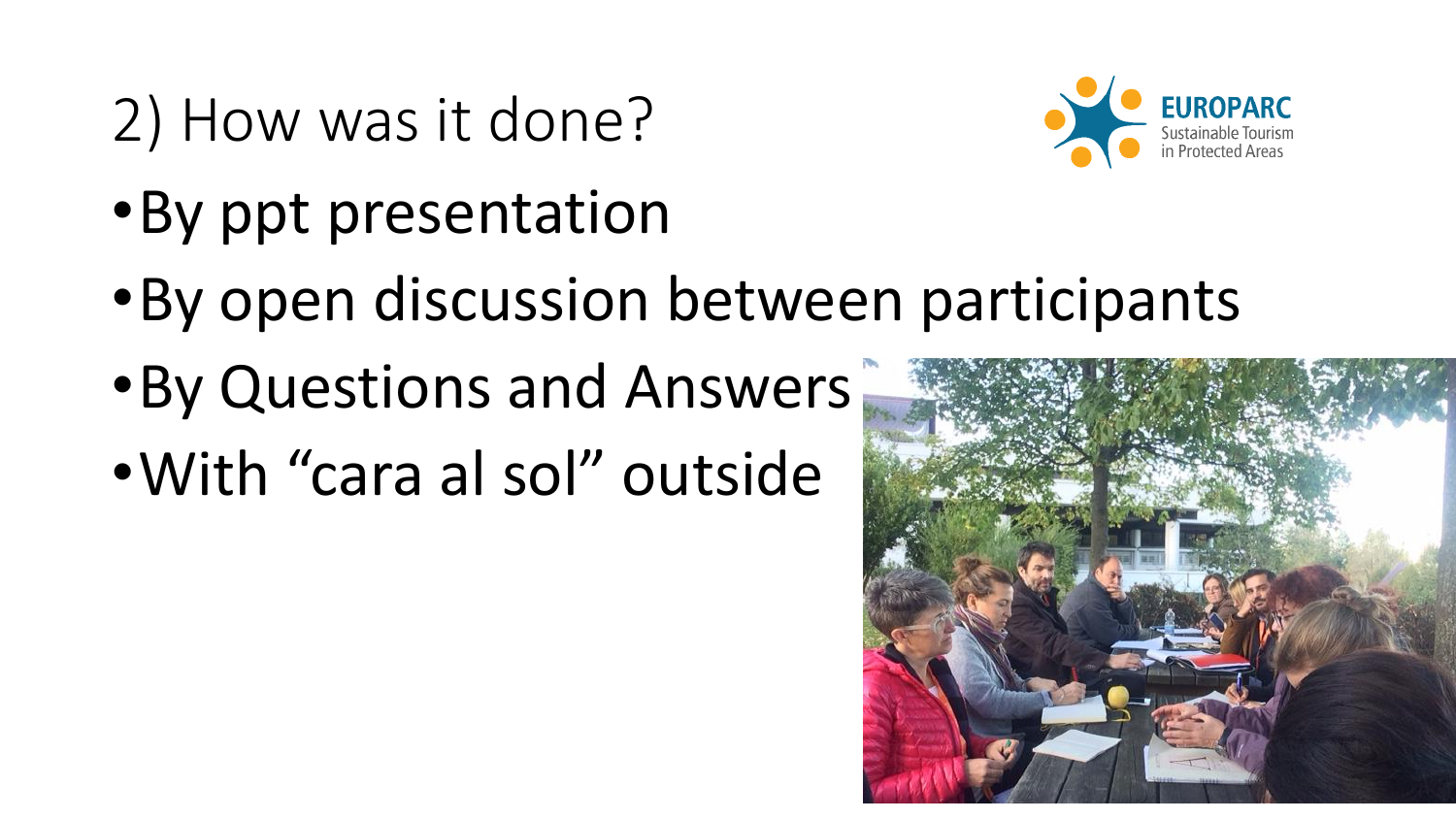# 2) How was it done?

- By ppt presentation
- By open discussion between participants
- By Questions and Answers
- With “cara al sol” outside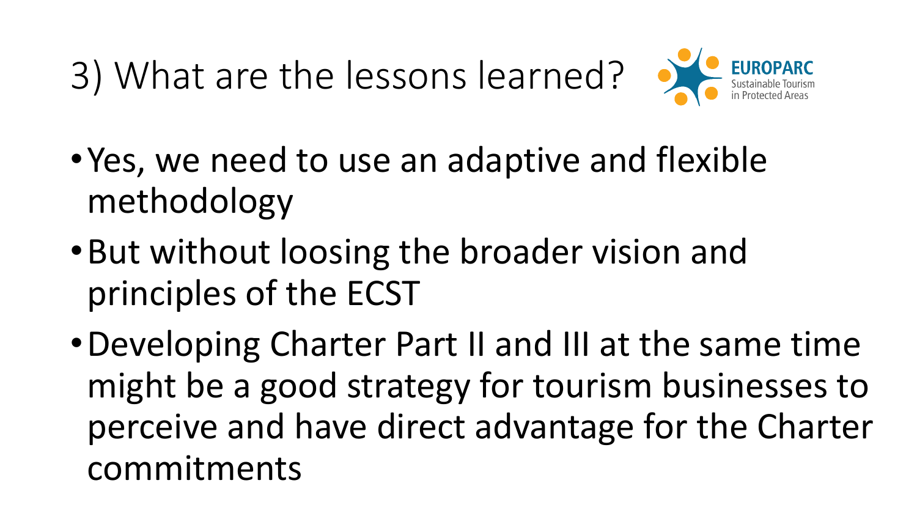# 3) What are the lessons learned?

EUROPARC Sustainable Tourism in Protected Areas

- Yes, we need to use an adaptive and flexible methodology
- But without loosing the broader vision and principles of the ECST
- Developing Charter Part II and III at the same time might be a good strategy for tourism businesses to perceive and have direct advantage for the Charter commitments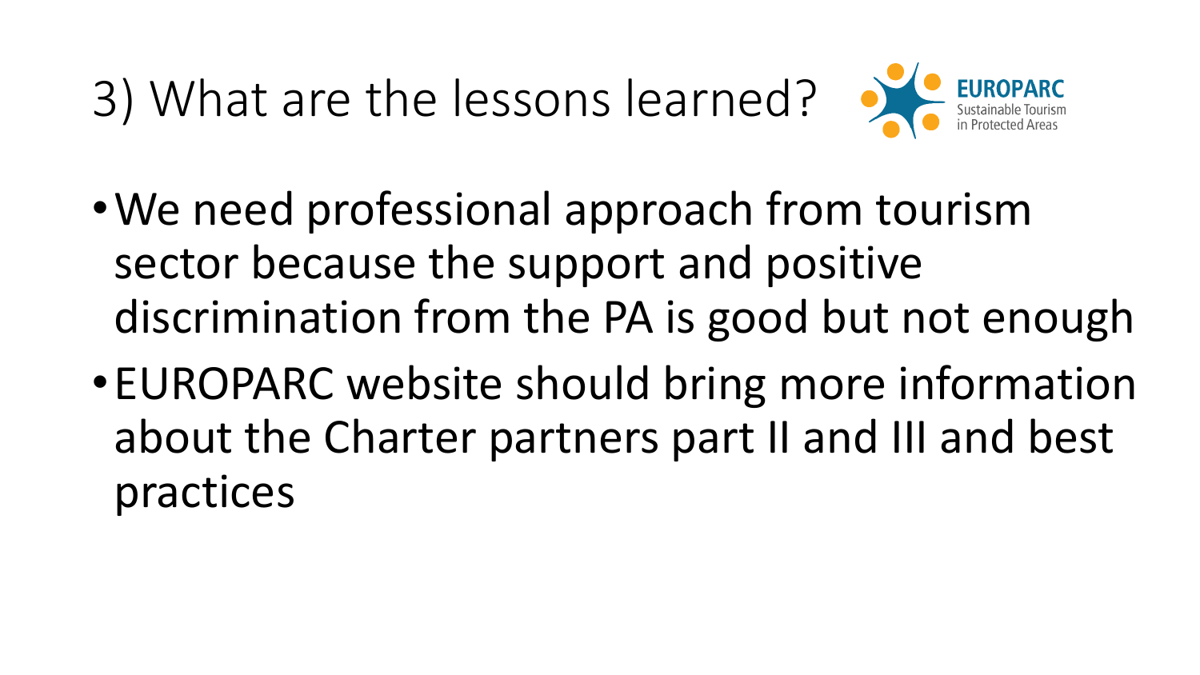# 3) What are the lessons learned?

EUROPARC
Sustainable Tourism in Protected Areas

- We need professional approach from tourism sector because the support and positive discrimination from the PA is good but not enough
- EUROPARC website should bring more information about the Charter partners part II and III and best practices